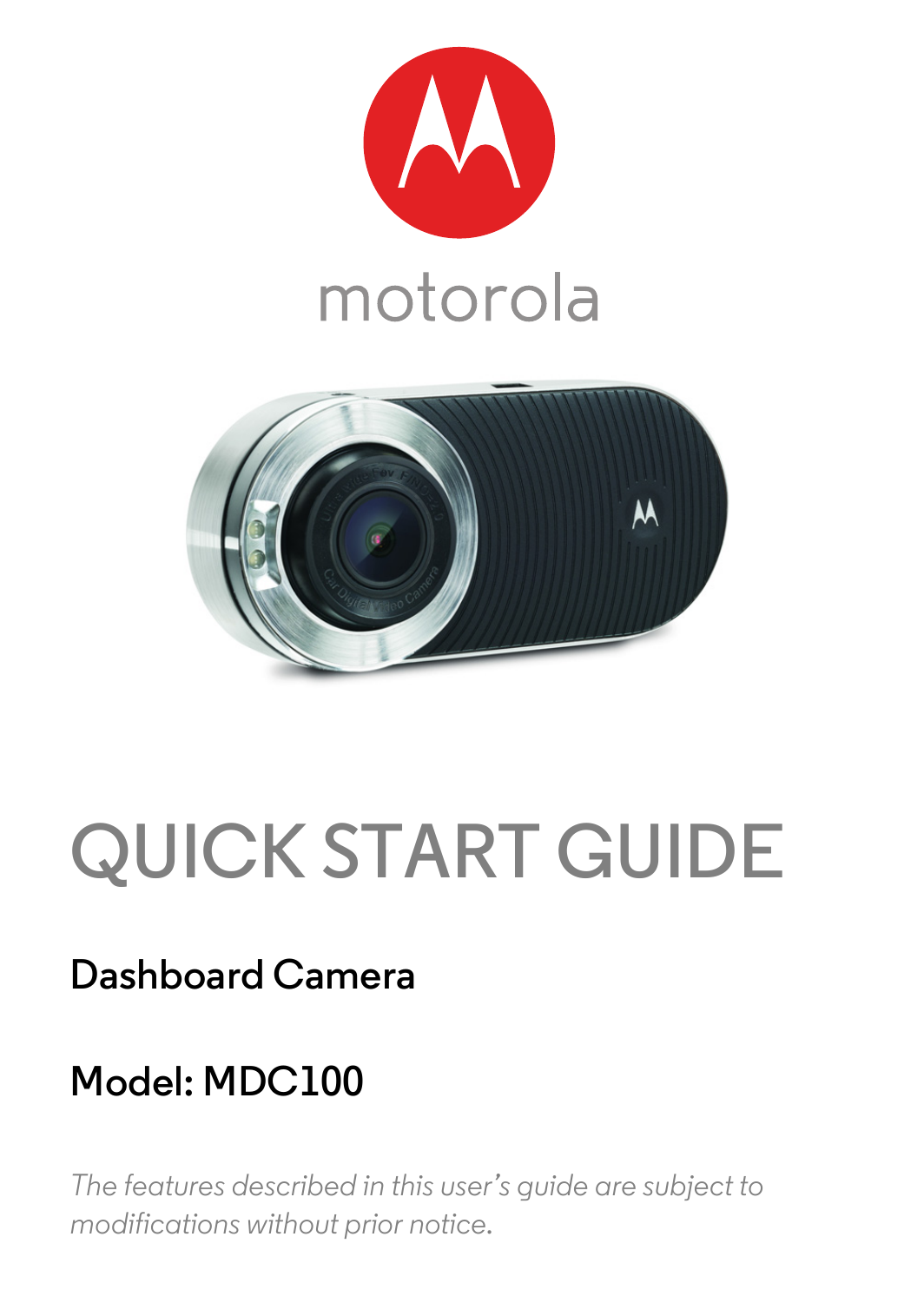motorola

# QUICK START GUIDE

## Dashboard Camera

## Model: MDC100

*The features described in this user's guide are subject to modifications without prior notice.*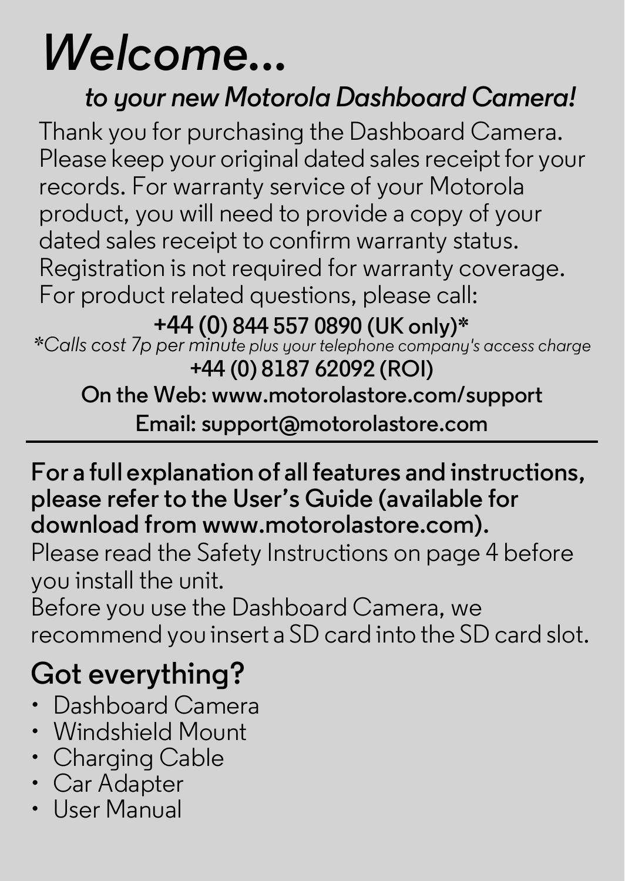# *Welcome...*

***to your new Motorola Dashboard Camera!***

Thank you for purchasing the Dashboard Camera. Please keep your original dated sales receipt for your records. For warranty service of your Motorola product, you will need to provide a copy of your dated sales receipt to confirm warranty status. Registration is not required for warranty coverage. For product related questions, please call:

**+44 (0) 844 557 0890 (UK only)***

**Calls cost 7p per minute plus your telephone company's access charge*

**+44 (0) 8187 62092 (ROI)**

**On the Web: www.motorolastore.com/support**

**Email: support@motorolastore.com**

---

**For a full explanation of all features and instructions, please refer to the User's Guide (available for download from www.motorolastore.com).**

Please read the Safety Instructions on page 4 before you install the unit.

Before you use the Dashboard Camera, we recommend you insert a SD card into the SD card slot.

## Got everything?

- Dashboard Camera
- Windshield Mount
- Charging Cable
- Car Adapter
- User Manual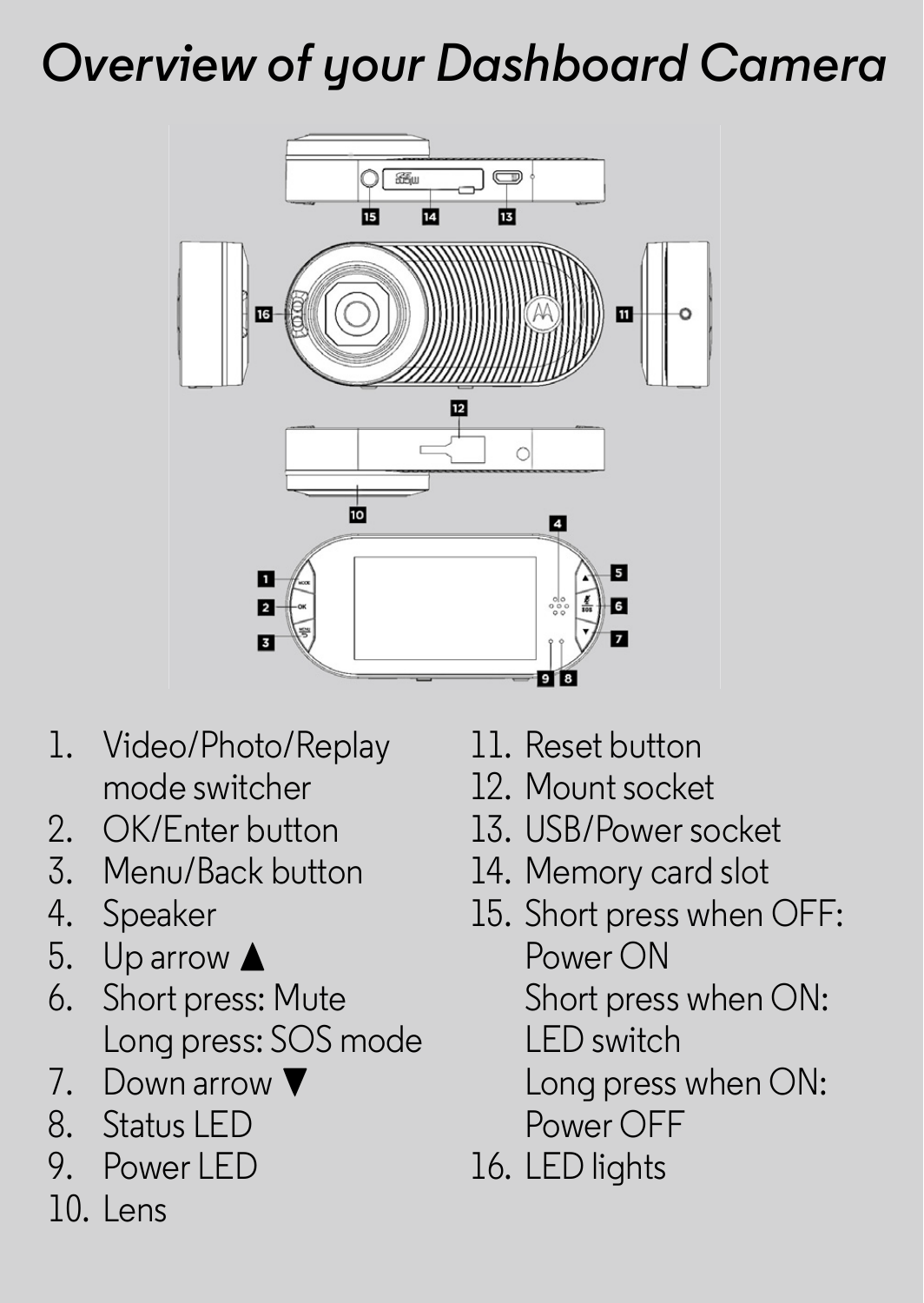# *Overview of your Dashboard Camera*

1. Video/Photo/Replay mode switcher
2. OK/Enter button
3. Menu/Back button
4. Speaker
5. Up arrow ▲
6. Short press: Mute
   Long press: SOS mode
7. Down arrow ▼
8. Status LED
9. Power LED
10. Lens
11. Reset button
12. Mount socket
13. USB/Power socket
14. Memory card slot
15. Short press when OFF: Power ON
    Short press when ON: LED switch
    Long press when ON: Power OFF
16. LED lights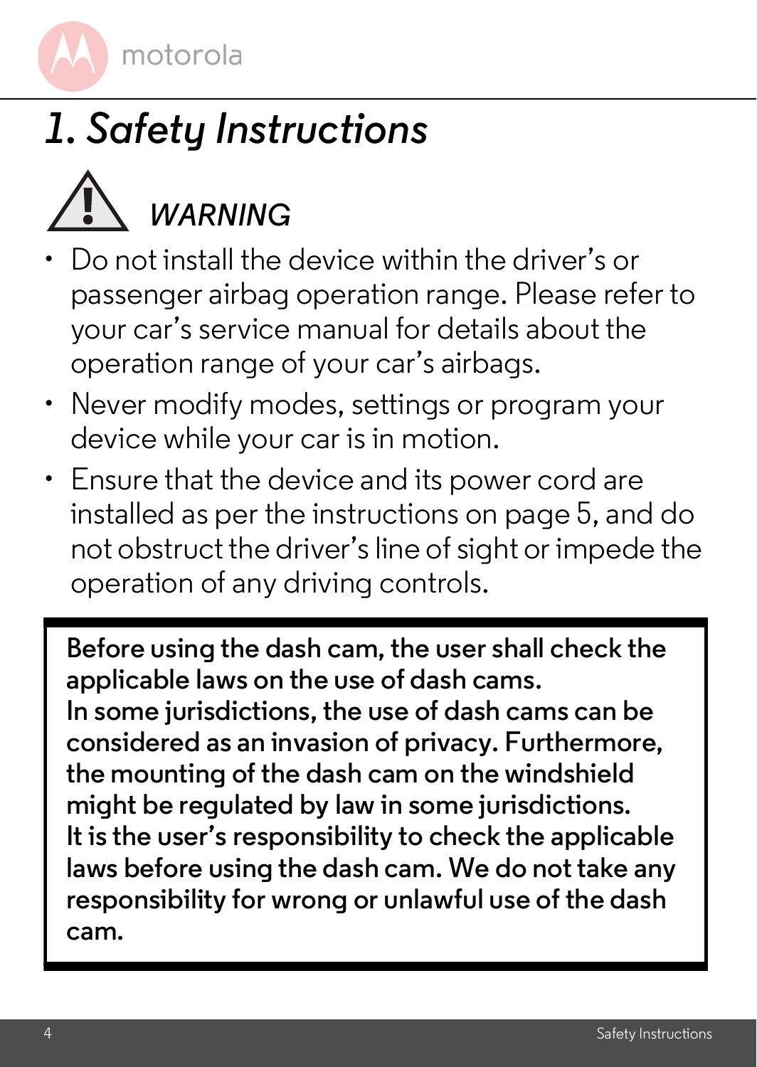# *1. Safety Instructions*

## *WARNING*

- Do not install the device within the driver's or passenger airbag operation range. Please refer to your car's service manual for details about the operation range of your car's airbags.
- Never modify modes, settings or program your device while your car is in motion.
- Ensure that the device and its power cord are installed as per the instructions on page 5, and do not obstruct the driver's line of sight or impede the operation of any driving controls.

**Before using the dash cam, the user shall check the applicable laws on the use of dash cams.**
**In some jurisdictions, the use of dash cams can be considered as an invasion of privacy. Furthermore, the mounting of the dash cam on the windshield might be regulated by law in some jurisdictions.**
**It is the user's responsibility to check the applicable laws before using the dash cam. We do not take any responsibility for wrong or unlawful use of the dash cam.**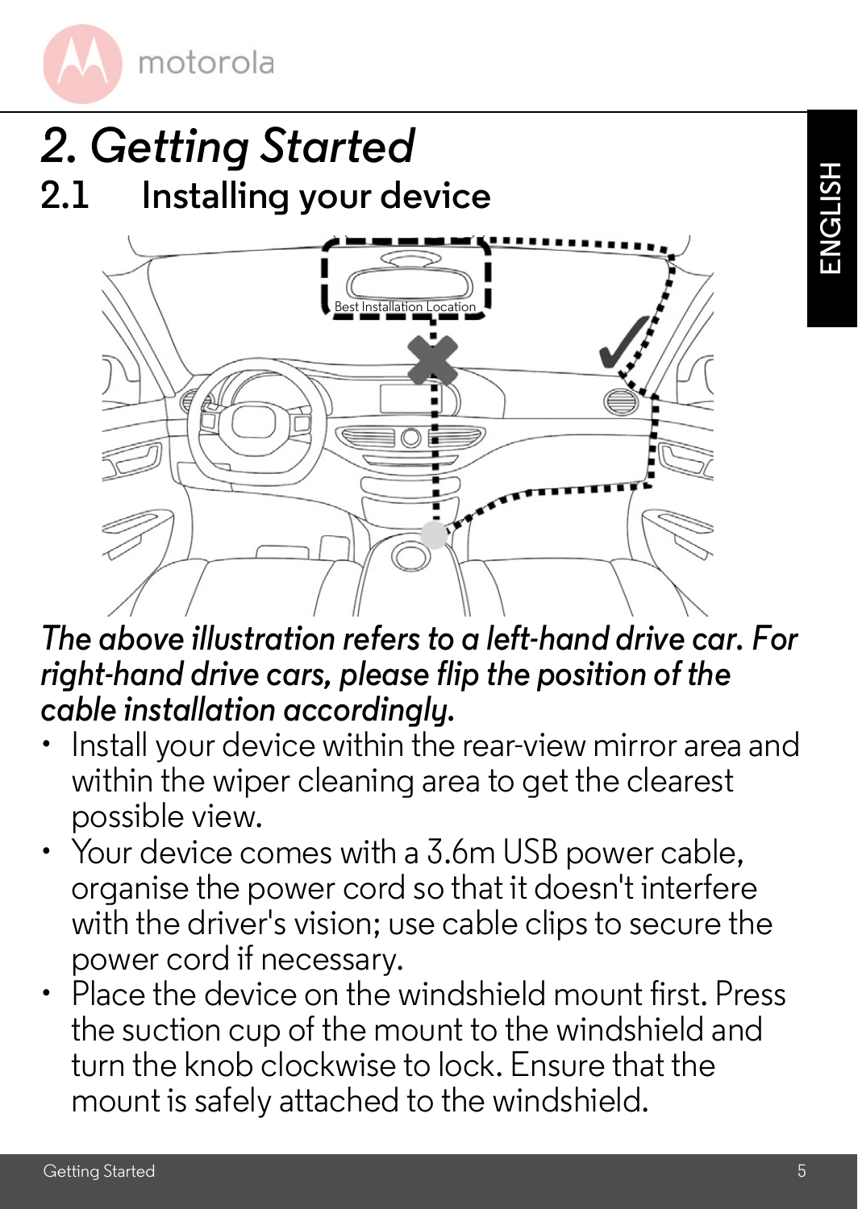# 2. Getting Started

## 2.1 Installing your device

Best Installation Location

***The above illustration refers to a left-hand drive car. For right-hand drive cars, please flip the position of the cable installation accordingly.***

- Install your device within the rear-view mirror area and within the wiper cleaning area to get the clearest possible view.
- Your device comes with a 3.6m USB power cable, organise the power cord so that it doesn't interfere with the driver's vision; use cable clips to secure the power cord if necessary.
- Place the device on the windshield mount first. Press the suction cup of the mount to the windshield and turn the knob clockwise to lock. Ensure that the mount is safely attached to the windshield.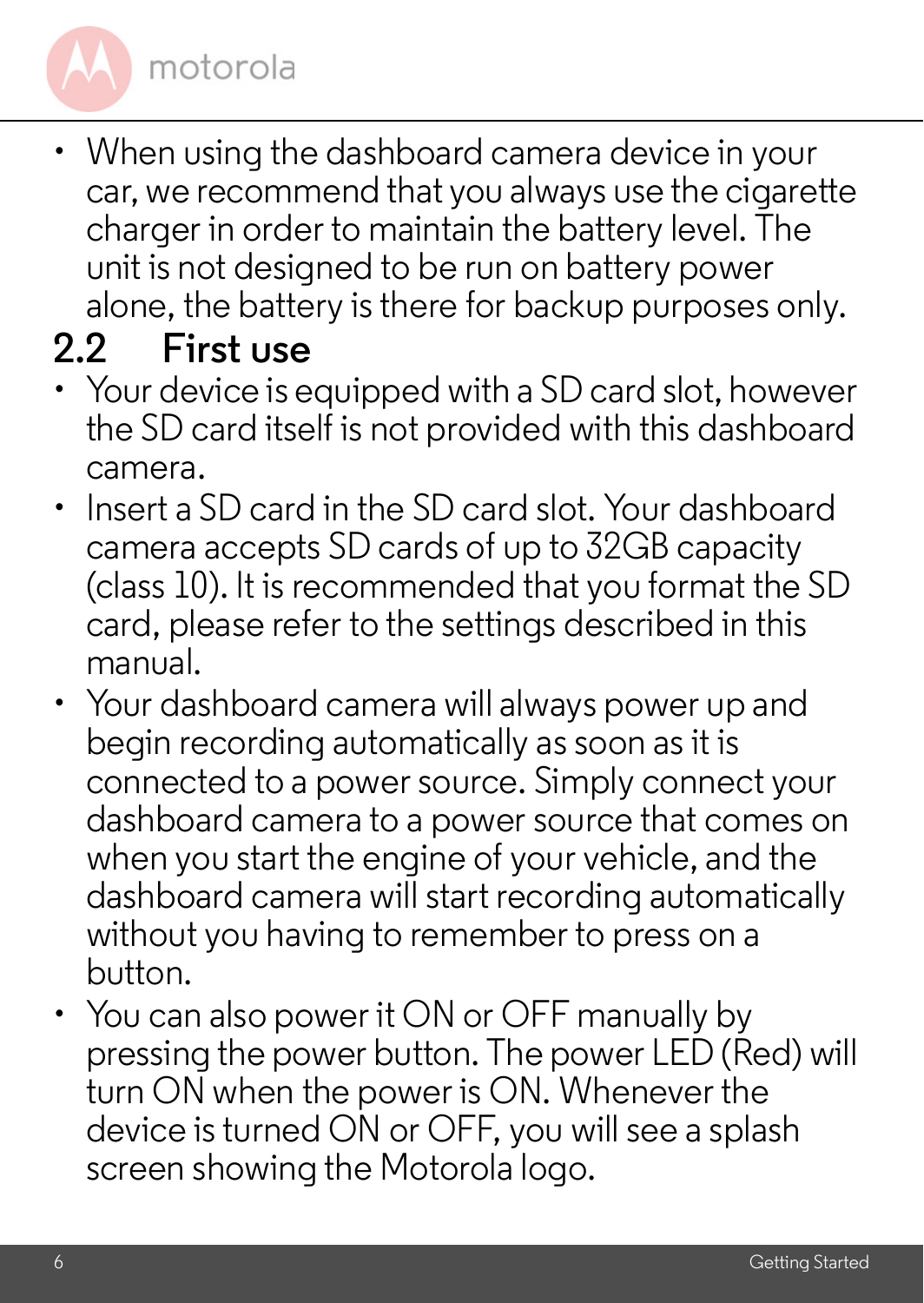- When using the dashboard camera device in your car, we recommend that you always use the cigarette charger in order to maintain the battery level. The unit is not designed to be run on battery power alone, the battery is there for backup purposes only.

## 2.2 First use

- Your device is equipped with a SD card slot, however the SD card itself is not provided with this dashboard camera.
- Insert a SD card in the SD card slot. Your dashboard camera accepts SD cards of up to 32GB capacity (class 10). It is recommended that you format the SD card, please refer to the settings described in this manual.
- Your dashboard camera will always power up and begin recording automatically as soon as it is connected to a power source. Simply connect your dashboard camera to a power source that comes on when you start the engine of your vehicle, and the dashboard camera will start recording automatically without you having to remember to press on a button.
- You can also power it ON or OFF manually by pressing the power button. The power LED (Red) will turn ON when the power is ON. Whenever the device is turned ON or OFF, you will see a splash screen showing the Motorola logo.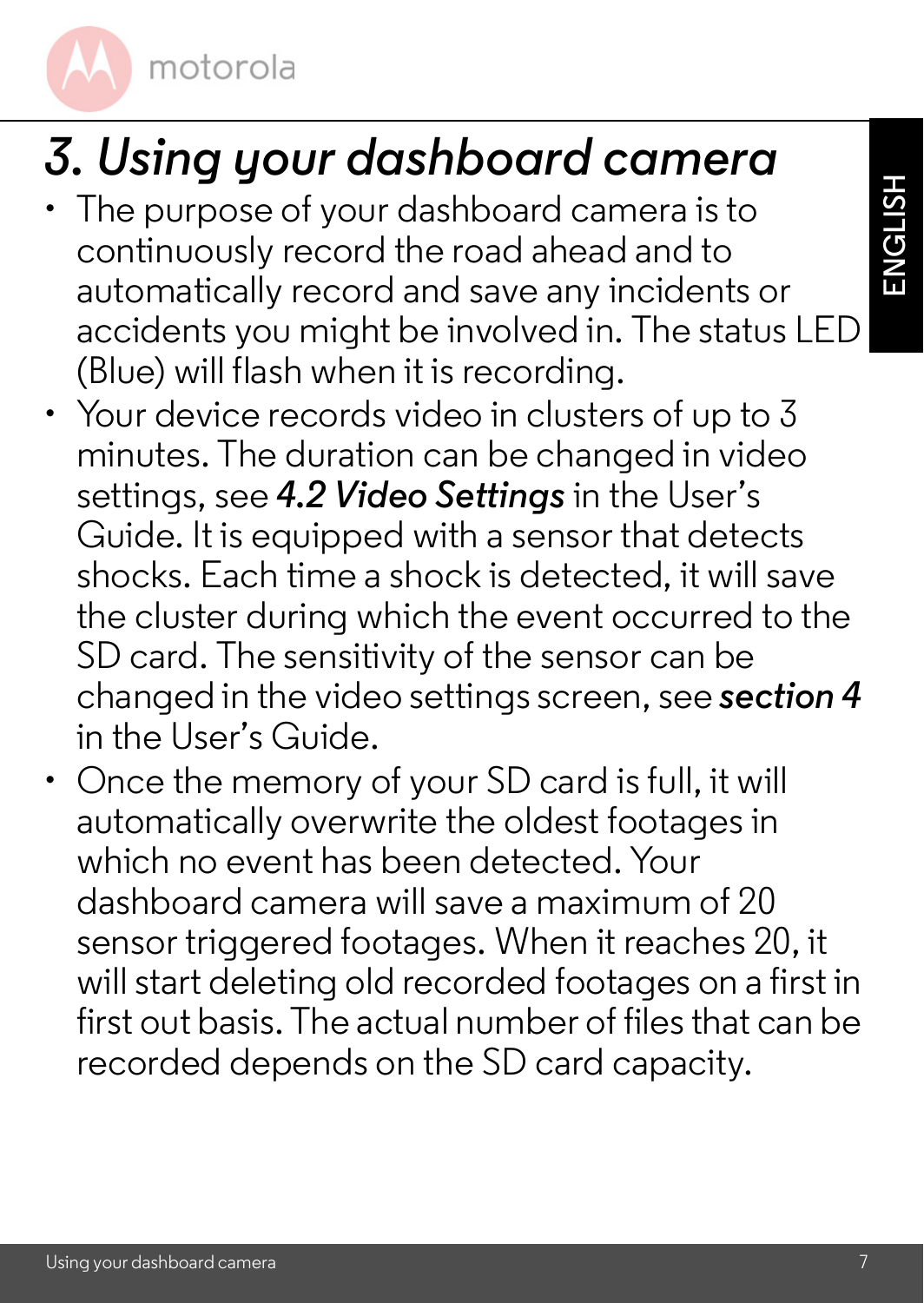# *3. Using your dashboard camera*

- The purpose of your dashboard camera is to continuously record the road ahead and to automatically record and save any incidents or accidents you might be involved in. The status LED (Blue) will flash when it is recording.
- Your device records video in clusters of up to 3 minutes. The duration can be changed in video settings, see ***4.2 Video Settings*** in the User's Guide. It is equipped with a sensor that detects shocks. Each time a shock is detected, it will save the cluster during which the event occurred to the SD card. The sensitivity of the sensor can be changed in the video settings screen, see ***section 4*** in the User's Guide.
- Once the memory of your SD card is full, it will automatically overwrite the oldest footages in which no event has been detected. Your dashboard camera will save a maximum of 20 sensor triggered footages. When it reaches 20, it will start deleting old recorded footages on a first in first out basis. The actual number of files that can be recorded depends on the SD card capacity.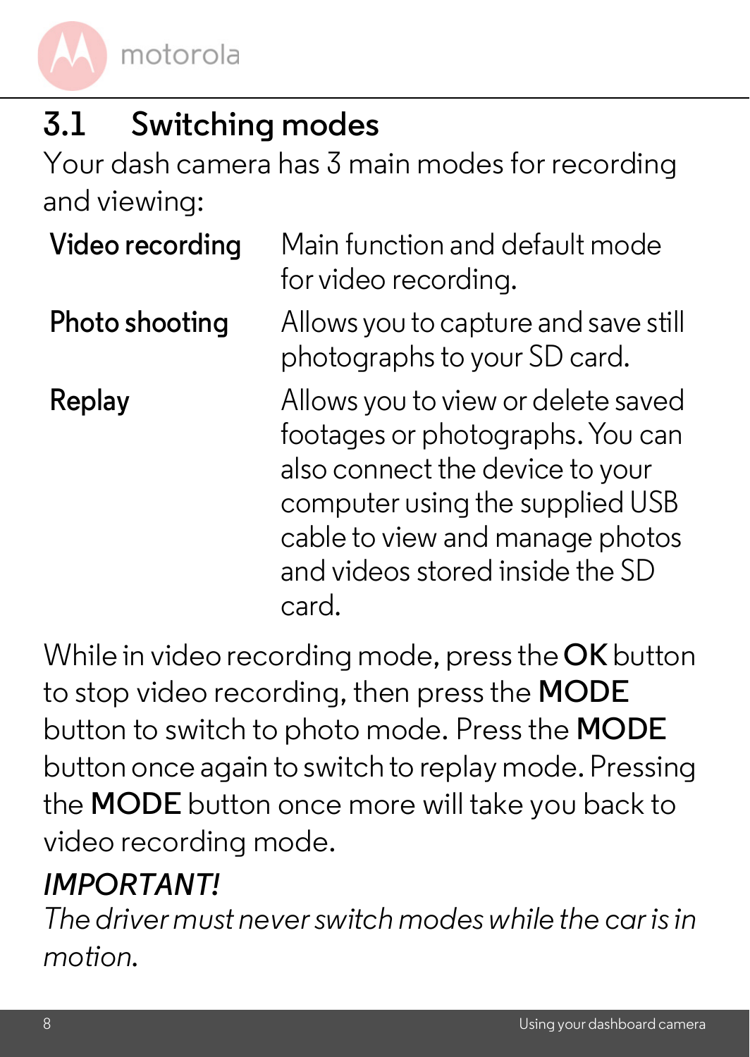## 3.1 Switching modes

Your dash camera has 3 main modes for recording and viewing:

| | |
|---|---|
| **Video recording** | Main function and default mode for video recording. |
| **Photo shooting** | Allows you to capture and save still photographs to your SD card. |
| **Replay** | Allows you to view or delete saved footages or photographs. You can also connect the device to your computer using the supplied USB cable to view and manage photos and videos stored inside the SD card. |

While in video recording mode, press the **OK** button to stop video recording, then press the **MODE** button to switch to photo mode. Press the **MODE** button once again to switch to replay mode. Pressing the **MODE** button once more will take you back to video recording mode.

*IMPORTANT!*

*The driver must never switch modes while the car is in motion.*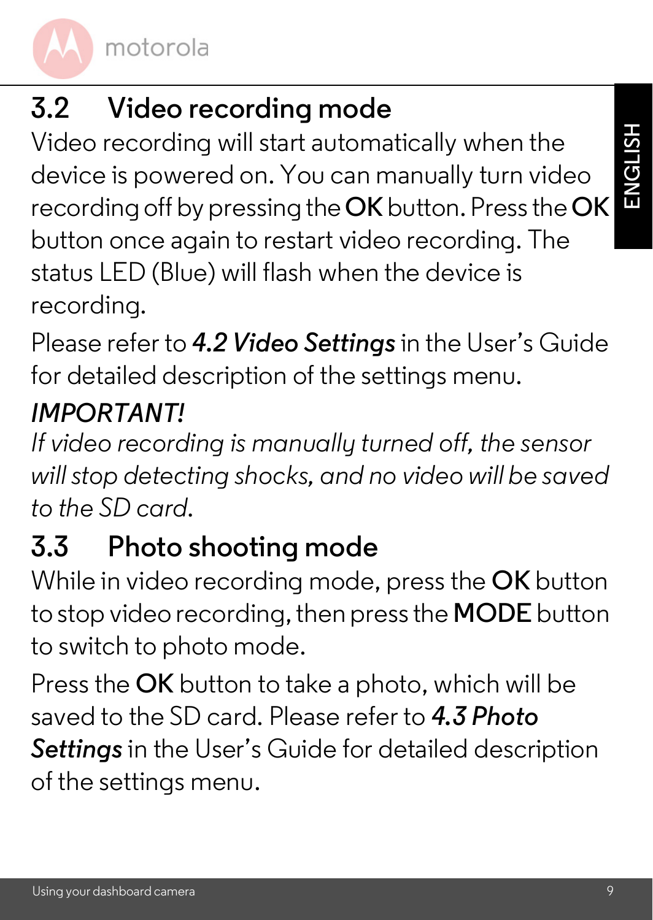## 3.2 Video recording mode

Video recording will start automatically when the device is powered on. You can manually turn video recording off by pressing the **OK** button. Press the **OK** button once again to restart video recording. The status LED (Blue) will flash when the device is recording.

Please refer to ***4.2 Video Settings*** in the User's Guide for detailed description of the settings menu.

*IMPORTANT!*

*If video recording is manually turned off, the sensor will stop detecting shocks, and no video will be saved to the SD card.*

## 3.3 Photo shooting mode

While in video recording mode, press the **OK** button to stop video recording, then press the **MODE** button to switch to photo mode.

Press the **OK** button to take a photo, which will be saved to the SD card. Please refer to ***4.3 Photo Settings*** in the User's Guide for detailed description of the settings menu.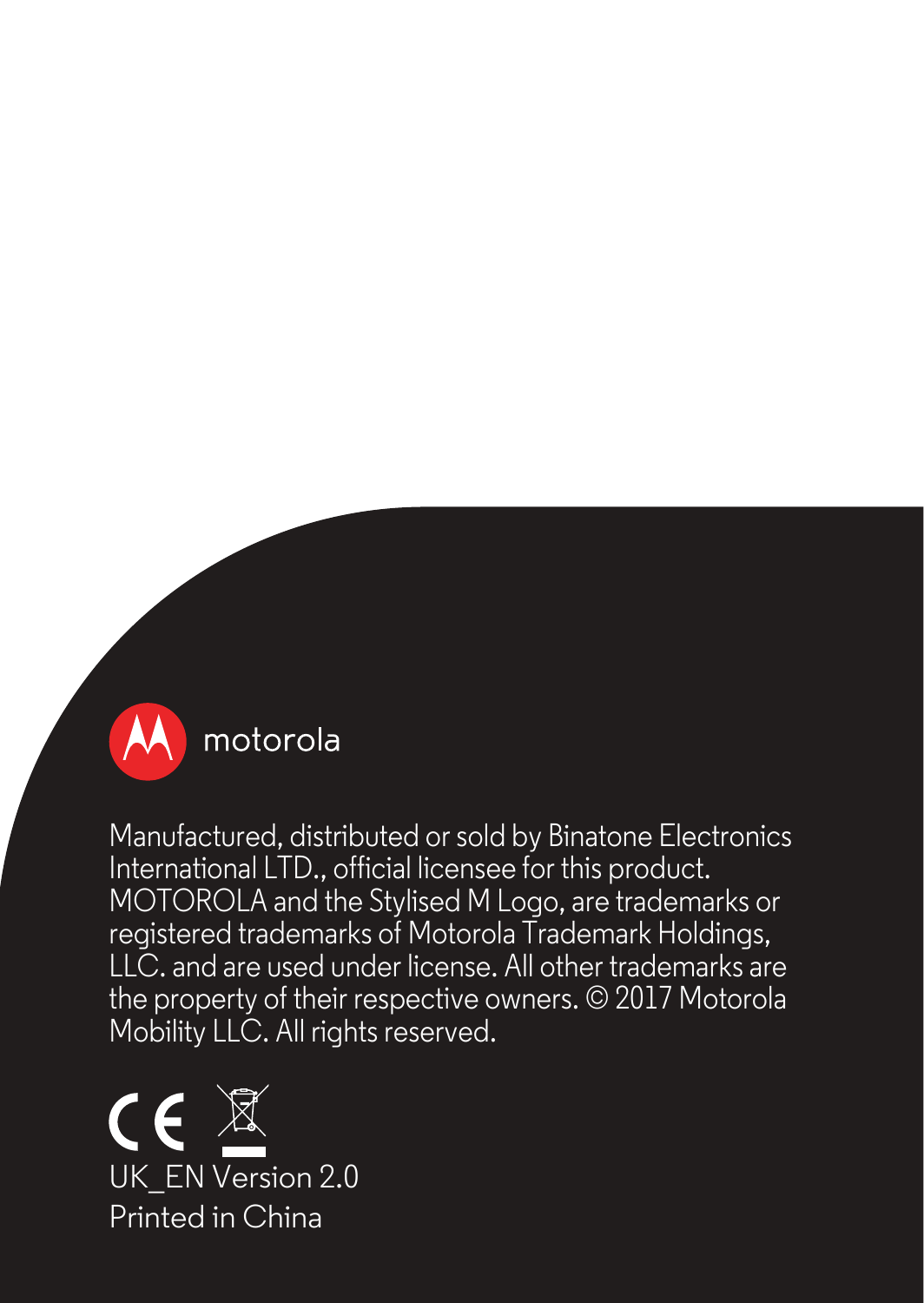motorola

Manufactured, distributed or sold by Binatone Electronics International LTD., official licensee for this product. MOTOROLA and the Stylised M Logo, are trademarks or registered trademarks of Motorola Trademark Holdings, LLC. and are used under license. All other trademarks are the property of their respective owners. © 2017 Motorola Mobility LLC. All rights reserved.

UK_EN Version 2.0

Printed in China